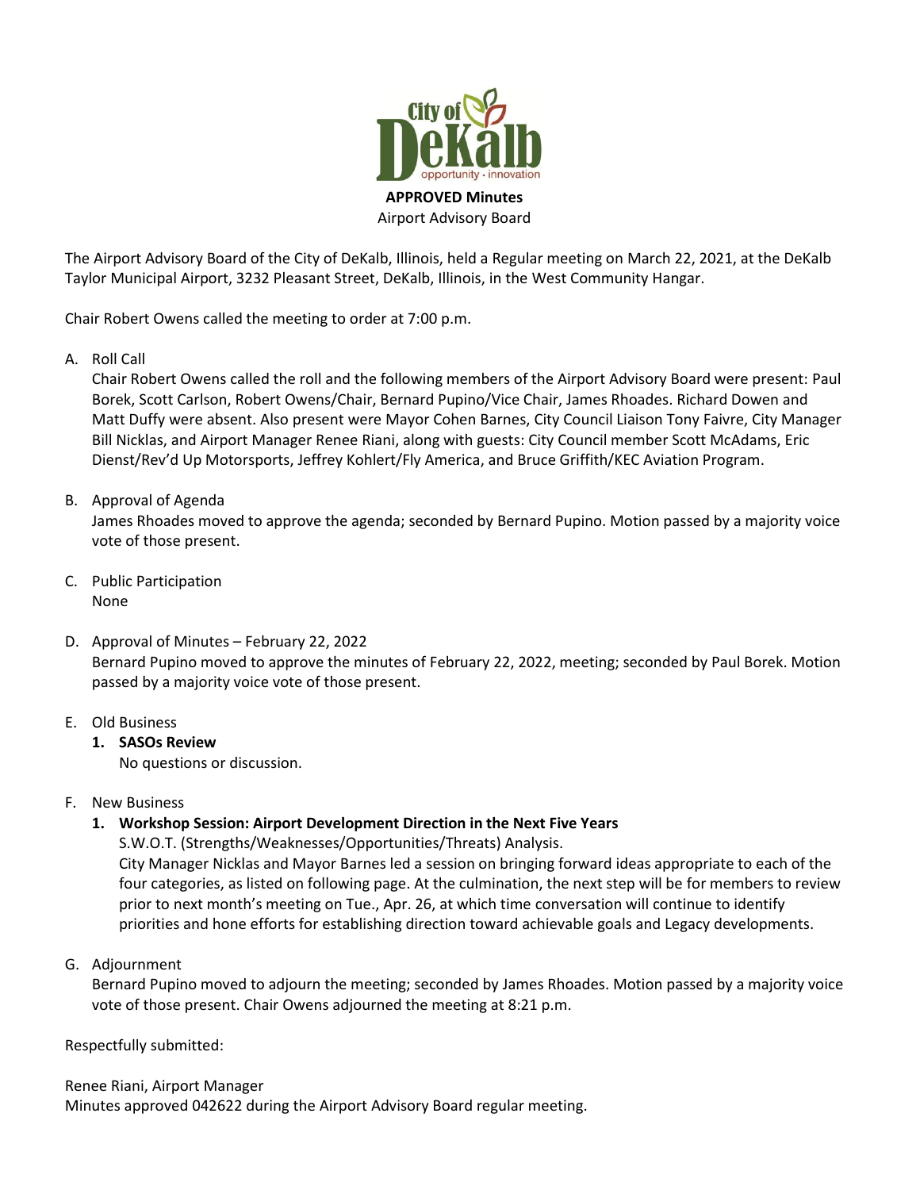**APPROVED Minutes**
Airport Advisory Board

The Airport Advisory Board of the City of DeKalb, Illinois, held a Regular meeting on March 22, 2021, at the DeKalb Taylor Municipal Airport, 3232 Pleasant Street, DeKalb, Illinois, in the West Community Hangar.

Chair Robert Owens called the meeting to order at 7:00 p.m.

A. Roll Call
   Chair Robert Owens called the roll and the following members of the Airport Advisory Board were present: Paul Borek, Scott Carlson, Robert Owens/Chair, Bernard Pupino/Vice Chair, James Rhoades. Richard Dowen and Matt Duffy were absent. Also present were Mayor Cohen Barnes, City Council Liaison Tony Faivre, City Manager Bill Nicklas, and Airport Manager Renee Riani, along with guests: City Council member Scott McAdams, Eric Dienst/Rev'd Up Motorsports, Jeffrey Kohlert/Fly America, and Bruce Griffith/KEC Aviation Program.

B. Approval of Agenda
   James Rhoades moved to approve the agenda; seconded by Bernard Pupino. Motion passed by a majority voice vote of those present.

C. Public Participation
   None

D. Approval of Minutes – February 22, 2022
   Bernard Pupino moved to approve the minutes of February 22, 2022, meeting; seconded by Paul Borek. Motion passed by a majority voice vote of those present.

E. Old Business
   1. **SASOs Review**
      No questions or discussion.

F. New Business
   1. **Workshop Session: Airport Development Direction in the Next Five Years**
      S.W.O.T. (Strengths/Weaknesses/Opportunities/Threats) Analysis.
      City Manager Nicklas and Mayor Barnes led a session on bringing forward ideas appropriate to each of the four categories, as listed on following page. At the culmination, the next step will be for members to review prior to next month's meeting on Tue., Apr. 26, at which time conversation will continue to identify priorities and hone efforts for establishing direction toward achievable goals and Legacy developments.

G. Adjournment
   Bernard Pupino moved to adjourn the meeting; seconded by James Rhoades. Motion passed by a majority voice vote of those present. Chair Owens adjourned the meeting at 8:21 p.m.

Respectfully submitted:

Renee Riani, Airport Manager
Minutes approved 042622 during the Airport Advisory Board regular meeting.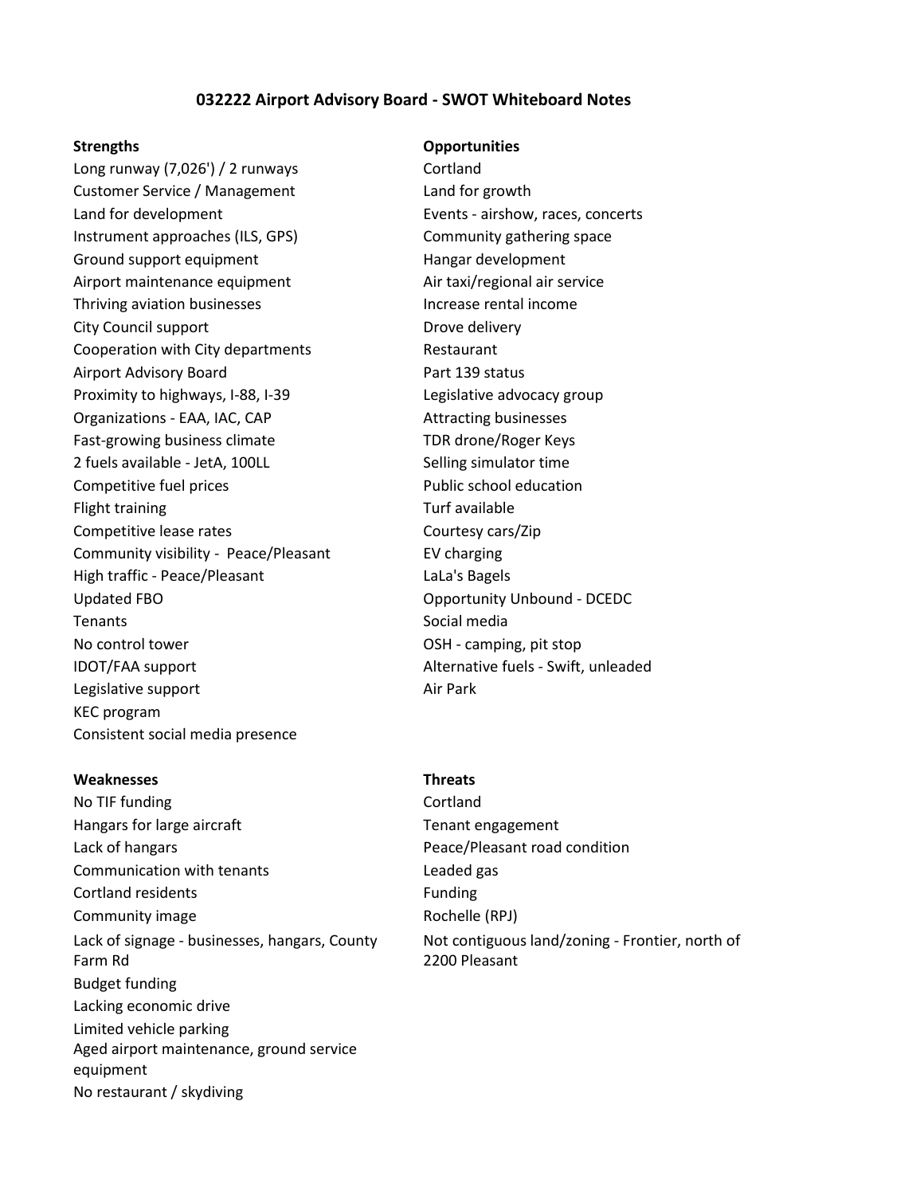# 032222 Airport Advisory Board - SWOT Whiteboard Notes

## Strengths

- Long runway (7,026') / 2 runways
- Customer Service / Management
- Land for development
- Instrument approaches (ILS, GPS)
- Ground support equipment
- Airport maintenance equipment
- Thriving aviation businesses
- City Council support
- Cooperation with City departments
- Airport Advisory Board
- Proximity to highways, I-88, I-39
- Organizations - EAA, IAC, CAP
- Fast-growing business climate
- 2 fuels available - JetA, 100LL
- Competitive fuel prices
- Flight training
- Competitive lease rates
- Community visibility - Peace/Pleasant
- High traffic - Peace/Pleasant
- Updated FBO
- Tenants
- No control tower
- IDOT/FAA support
- Legislative support
- KEC program
- Consistent social media presence

## Opportunities

- Cortland
- Land for growth
- Events - airshow, races, concerts
- Community gathering space
- Hangar development
- Air taxi/regional air service
- Increase rental income
- Drove delivery
- Restaurant
- Part 139 status
- Legislative advocacy group
- Attracting businesses
- TDR drone/Roger Keys
- Selling simulator time
- Public school education
- Turf available
- Courtesy cars/Zip
- EV charging
- LaLa's Bagels
- Opportunity Unbound - DCEDC
- Social media
- OSH - camping, pit stop
- Alternative fuels - Swift, unleaded
- Air Park

## Weaknesses

- No TIF funding
- Hangars for large aircraft
- Lack of hangars
- Communication with tenants
- Cortland residents
- Community image
- Lack of signage - businesses, hangars, County Farm Rd
- Budget funding
- Lacking economic drive
- Limited vehicle parking
- Aged airport maintenance, ground service equipment
- No restaurant / skydiving

## Threats

- Cortland
- Tenant engagement
- Peace/Pleasant road condition
- Leaded gas
- Funding
- Rochelle (RPJ)
- Not contiguous land/zoning - Frontier, north of 2200 Pleasant